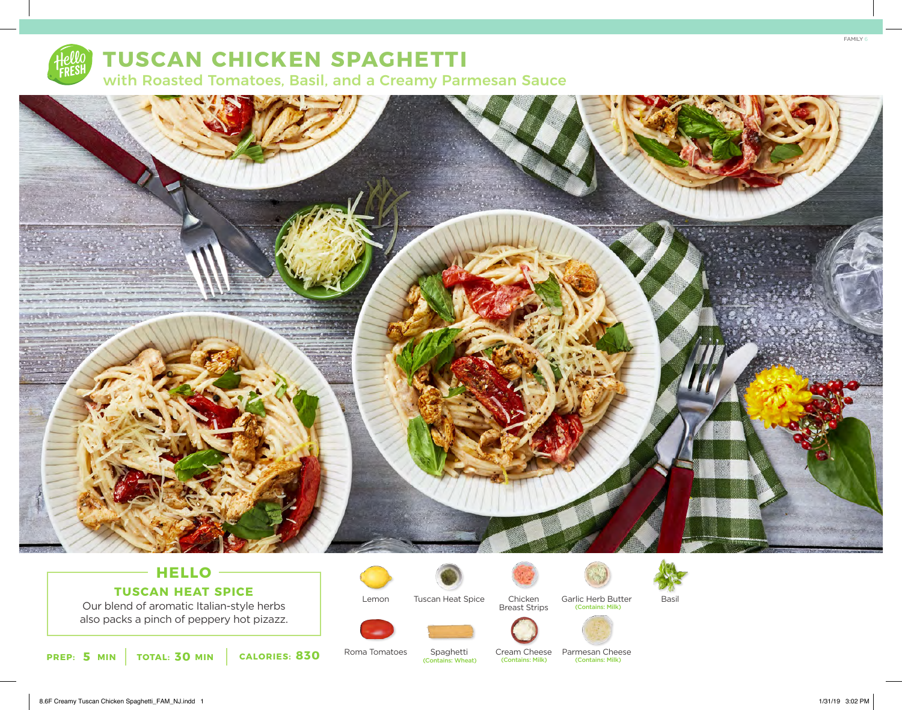# TUSCAN CHICKEN SPAGHETTI

## with Roasted Tomatoes, Basil, and a Creamy Parmesan Sauce

### HELLO

**TUSCAN HEAT SPICE**

Our blend of aromatic Italian-style herbs also packs a pinch of peppery hot pizzazz.

**PREP: 5 MIN** | **TOTAL: 30 MIN** | **CALORIES: 830**

- Lemon
- Tuscan Heat Spice
- Chicken Breast Strips
- Garlic Herb Butter (Contains: Milk)
- Basil
- Roma Tomatoes
- Spaghetti (Contains: Wheat)
- Cream Cheese (Contains: Milk)
- Parmesan Cheese (Contains: Milk)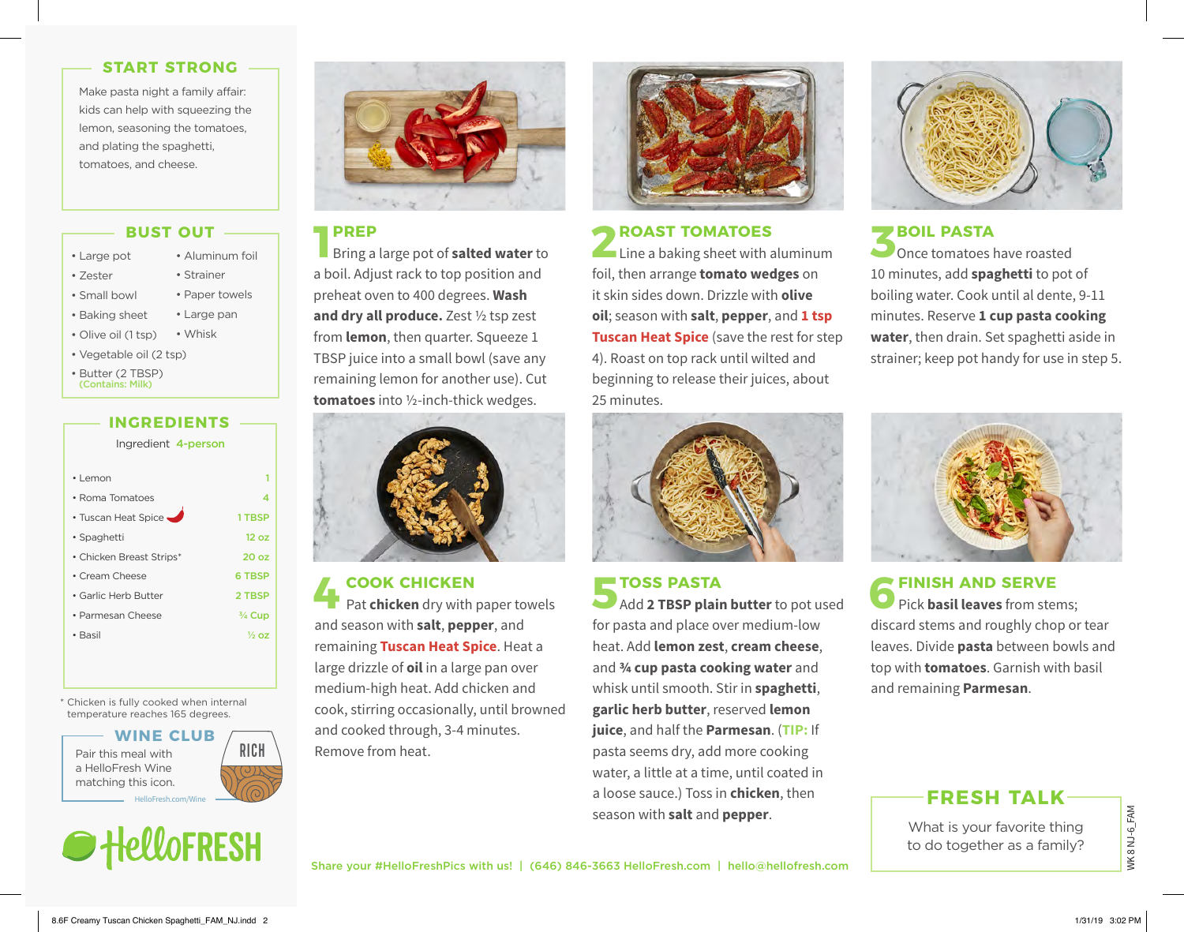## START STRONG

Make pasta night a family affair: kids can help with squeezing the lemon, seasoning the tomatoes, and plating the spaghetti, tomatoes, and cheese.

## BUST OUT

- Large pot
- Zester
- Small bowl
- Baking sheet
- Olive oil (1 tsp)
- Aluminum foil
- Strainer
- Paper towels
- Large pan
- Whisk
- Vegetable oil (2 tsp)
- Butter (2 TBSP) (Contains: Milk)

## INGREDIENTS

| Ingredient | 4-person |
|---|---|
| • Lemon | 1 |
| • Roma Tomatoes | 4 |
| • Tuscan Heat Spice | 1 TBSP |
| • Spaghetti | 12 oz |
| • Chicken Breast Strips* | 20 oz |
| • Cream Cheese | 6 TBSP |
| • Garlic Herb Butter | 2 TBSP |
| • Parmesan Cheese | ¾ Cup |
| • Basil | ½ oz |

* Chicken is fully cooked when internal temperature reaches 165 degrees.

## WINE CLUB

Pair this meal with a HelloFresh Wine matching this icon.

RICH

HelloFresh.com/Wine

HelloFRESH

## 1 PREP

Bring a large pot of **salted water** to a boil. Adjust rack to top position and preheat oven to 400 degrees. **Wash and dry all produce.** Zest ½ tsp zest from **lemon**, then quarter. Squeeze 1 TBSP juice into a small bowl (save any remaining lemon for another use). Cut **tomatoes** into ½-inch-thick wedges.

## 2 ROAST TOMATOES

Line a baking sheet with aluminum foil, then arrange **tomato wedges** on it skin sides down. Drizzle with **olive oil**; season with **salt**, **pepper**, and **1 tsp Tuscan Heat Spice** (save the rest for step 4). Roast on top rack until wilted and beginning to release their juices, about 25 minutes.

## 3 BOIL PASTA

Once tomatoes have roasted 10 minutes, add **spaghetti** to pot of boiling water. Cook until al dente, 9-11 minutes. Reserve **1 cup pasta cooking water**, then drain. Set spaghetti aside in strainer; keep pot handy for use in step 5.

## 4 COOK CHICKEN

Pat **chicken** dry with paper towels and season with **salt**, **pepper**, and remaining **Tuscan Heat Spice**. Heat a large drizzle of **oil** in a large pan over medium-high heat. Add chicken and cook, stirring occasionally, until browned and cooked through, 3-4 minutes. Remove from heat.

## 5 TOSS PASTA

Add **2 TBSP plain butter** to pot used for pasta and place over medium-low heat. Add **lemon zest**, **cream cheese**, and **¾ cup pasta cooking water** and whisk until smooth. Stir in **spaghetti**, **garlic herb butter**, reserved **lemon juice**, and half the **Parmesan**. (**TIP:** If pasta seems dry, add more cooking water, a little at a time, until coated in a loose sauce.) Toss in **chicken**, then season with **salt** and **pepper**.

## 6 FINISH AND SERVE

Pick **basil leaves** from stems; discard stems and roughly chop or tear leaves. Divide **pasta** between bowls and top with **tomatoes**. Garnish with basil and remaining **Parmesan**.

## FRESH TALK

What is your favorite thing to do together as a family?

Share your #HelloFreshPics with us! | (646) 846-3663 HelloFresh.com | hello@hellofresh.com

WK 8 NJ-6_FAM